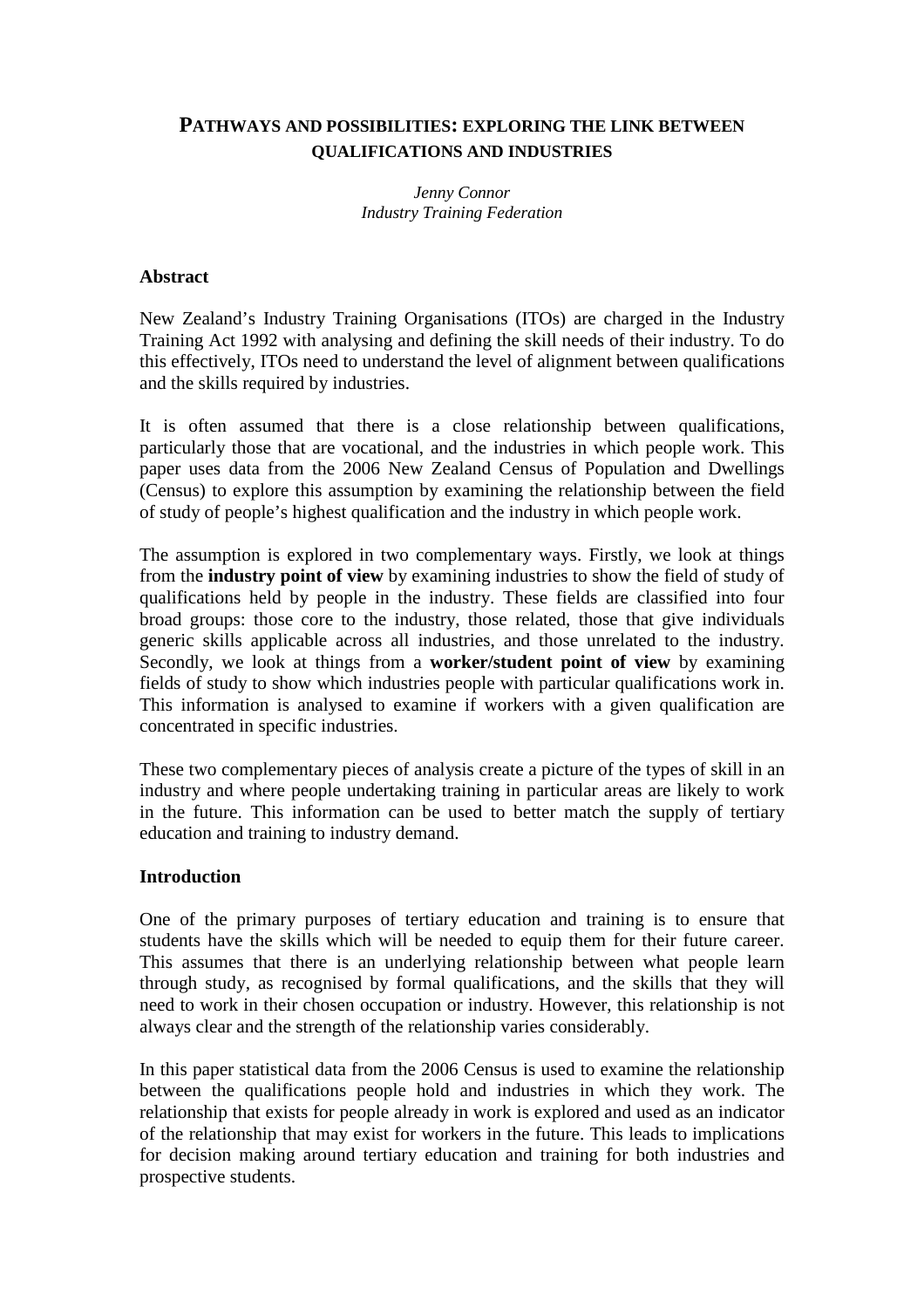# Pathways and possibilities: exploring the link between qualifications and industries

*Jenny Connor*
*Industry Training Federation*

## Abstract

New Zealand's Industry Training Organisations (ITOs) are charged in the Industry Training Act 1992 with analysing and defining the skill needs of their industry. To do this effectively, ITOs need to understand the level of alignment between qualifications and the skills required by industries.

It is often assumed that there is a close relationship between qualifications, particularly those that are vocational, and the industries in which people work. This paper uses data from the 2006 New Zealand Census of Population and Dwellings (Census) to explore this assumption by examining the relationship between the field of study of people's highest qualification and the industry in which people work.

The assumption is explored in two complementary ways. Firstly, we look at things from the **industry point of view** by examining industries to show the field of study of qualifications held by people in the industry. These fields are classified into four broad groups: those core to the industry, those related, those that give individuals generic skills applicable across all industries, and those unrelated to the industry. Secondly, we look at things from a **worker/student point of view** by examining fields of study to show which industries people with particular qualifications work in. This information is analysed to examine if workers with a given qualification are concentrated in specific industries.

These two complementary pieces of analysis create a picture of the types of skill in an industry and where people undertaking training in particular areas are likely to work in the future. This information can be used to better match the supply of tertiary education and training to industry demand.

## Introduction

One of the primary purposes of tertiary education and training is to ensure that students have the skills which will be needed to equip them for their future career. This assumes that there is an underlying relationship between what people learn through study, as recognised by formal qualifications, and the skills that they will need to work in their chosen occupation or industry. However, this relationship is not always clear and the strength of the relationship varies considerably.

In this paper statistical data from the 2006 Census is used to examine the relationship between the qualifications people hold and industries in which they work. The relationship that exists for people already in work is explored and used as an indicator of the relationship that may exist for workers in the future. This leads to implications for decision making around tertiary education and training for both industries and prospective students.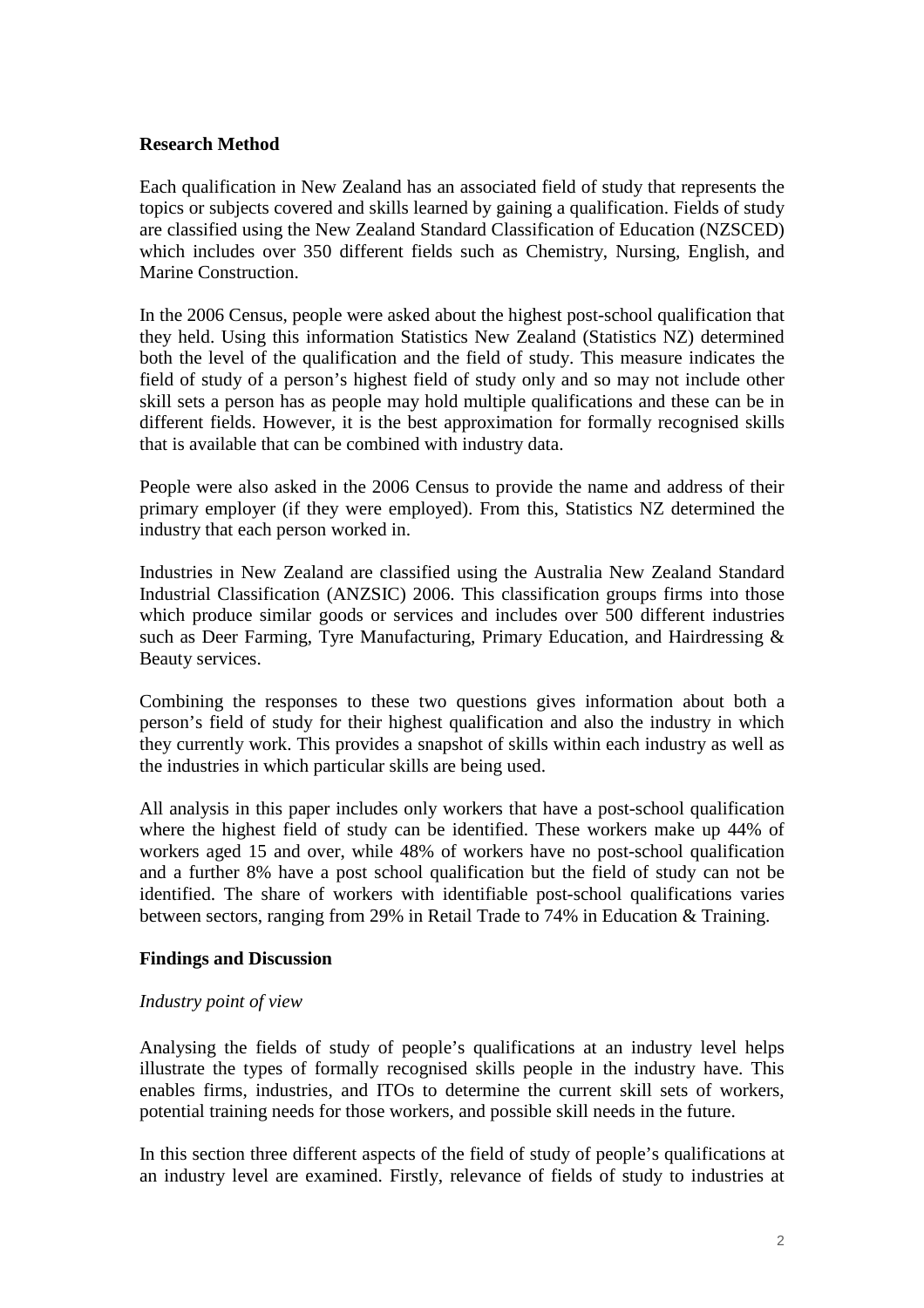**Research Method**

Each qualification in New Zealand has an associated field of study that represents the topics or subjects covered and skills learned by gaining a qualification. Fields of study are classified using the New Zealand Standard Classification of Education (NZSCED) which includes over 350 different fields such as Chemistry, Nursing, English, and Marine Construction.

In the 2006 Census, people were asked about the highest post-school qualification that they held. Using this information Statistics New Zealand (Statistics NZ) determined both the level of the qualification and the field of study. This measure indicates the field of study of a person's highest field of study only and so may not include other skill sets a person has as people may hold multiple qualifications and these can be in different fields. However, it is the best approximation for formally recognised skills that is available that can be combined with industry data.

People were also asked in the 2006 Census to provide the name and address of their primary employer (if they were employed). From this, Statistics NZ determined the industry that each person worked in.

Industries in New Zealand are classified using the Australia New Zealand Standard Industrial Classification (ANZSIC) 2006. This classification groups firms into those which produce similar goods or services and includes over 500 different industries such as Deer Farming, Tyre Manufacturing, Primary Education, and Hairdressing & Beauty services.

Combining the responses to these two questions gives information about both a person's field of study for their highest qualification and also the industry in which they currently work. This provides a snapshot of skills within each industry as well as the industries in which particular skills are being used.

All analysis in this paper includes only workers that have a post-school qualification where the highest field of study can be identified. These workers make up 44% of workers aged 15 and over, while 48% of workers have no post-school qualification and a further 8% have a post school qualification but the field of study can not be identified. The share of workers with identifiable post-school qualifications varies between sectors, ranging from 29% in Retail Trade to 74% in Education & Training.

**Findings and Discussion**

*Industry point of view*

Analysing the fields of study of people's qualifications at an industry level helps illustrate the types of formally recognised skills people in the industry have. This enables firms, industries, and ITOs to determine the current skill sets of workers, potential training needs for those workers, and possible skill needs in the future.

In this section three different aspects of the field of study of people's qualifications at an industry level are examined. Firstly, relevance of fields of study to industries at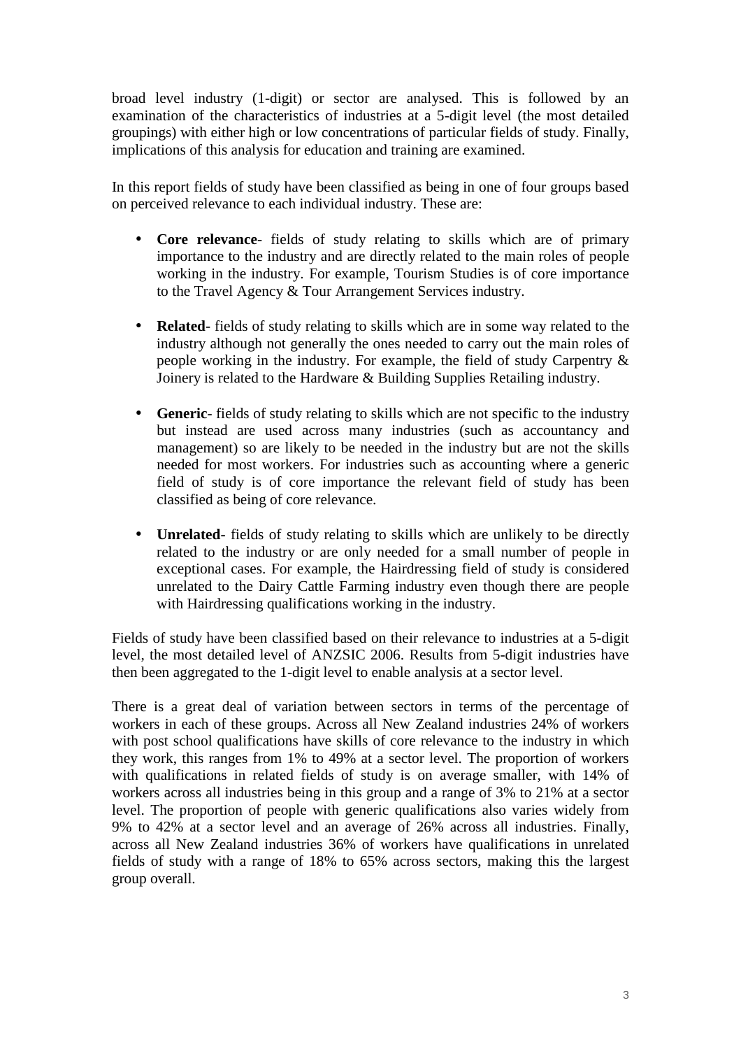broad level industry (1-digit) or sector are analysed. This is followed by an examination of the characteristics of industries at a 5-digit level (the most detailed groupings) with either high or low concentrations of particular fields of study. Finally, implications of this analysis for education and training are examined.

In this report fields of study have been classified as being in one of four groups based on perceived relevance to each individual industry. These are:

- **Core relevance**- fields of study relating to skills which are of primary importance to the industry and are directly related to the main roles of people working in the industry. For example, Tourism Studies is of core importance to the Travel Agency & Tour Arrangement Services industry.

- **Related**- fields of study relating to skills which are in some way related to the industry although not generally the ones needed to carry out the main roles of people working in the industry. For example, the field of study Carpentry & Joinery is related to the Hardware & Building Supplies Retailing industry.

- **Generic**- fields of study relating to skills which are not specific to the industry but instead are used across many industries (such as accountancy and management) so are likely to be needed in the industry but are not the skills needed for most workers. For industries such as accounting where a generic field of study is of core importance the relevant field of study has been classified as being of core relevance.

- **Unrelated**- fields of study relating to skills which are unlikely to be directly related to the industry or are only needed for a small number of people in exceptional cases. For example, the Hairdressing field of study is considered unrelated to the Dairy Cattle Farming industry even though there are people with Hairdressing qualifications working in the industry.

Fields of study have been classified based on their relevance to industries at a 5-digit level, the most detailed level of ANZSIC 2006. Results from 5-digit industries have then been aggregated to the 1-digit level to enable analysis at a sector level.

There is a great deal of variation between sectors in terms of the percentage of workers in each of these groups. Across all New Zealand industries 24% of workers with post school qualifications have skills of core relevance to the industry in which they work, this ranges from 1% to 49% at a sector level. The proportion of workers with qualifications in related fields of study is on average smaller, with 14% of workers across all industries being in this group and a range of 3% to 21% at a sector level. The proportion of people with generic qualifications also varies widely from 9% to 42% at a sector level and an average of 26% across all industries. Finally, across all New Zealand industries 36% of workers have qualifications in unrelated fields of study with a range of 18% to 65% across sectors, making this the largest group overall.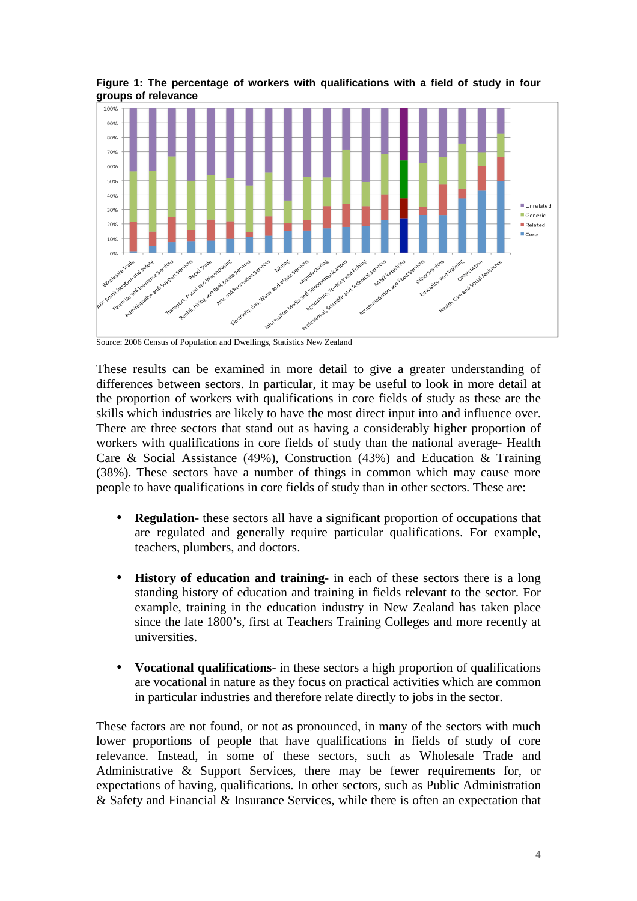**Figure 1: The percentage of workers with qualifications with a field of study in four groups of relevance**

Source: 2006 Census of Population and Dwellings, Statistics New Zealand

These results can be examined in more detail to give a greater understanding of differences between sectors. In particular, it may be useful to look in more detail at the proportion of workers with qualifications in core fields of study as these are the skills which industries are likely to have the most direct input into and influence over. There are three sectors that stand out as having a considerably higher proportion of workers with qualifications in core fields of study than the national average- Health Care & Social Assistance (49%), Construction (43%) and Education & Training (38%). These sectors have a number of things in common which may cause more people to have qualifications in core fields of study than in other sectors. These are:

- **Regulation**- these sectors all have a significant proportion of occupations that are regulated and generally require particular qualifications. For example, teachers, plumbers, and doctors.

- **History of education and training**- in each of these sectors there is a long standing history of education and training in fields relevant to the sector. For example, training in the education industry in New Zealand has taken place since the late 1800's, first at Teachers Training Colleges and more recently at universities.

- **Vocational qualifications**- in these sectors a high proportion of qualifications are vocational in nature as they focus on practical activities which are common in particular industries and therefore relate directly to jobs in the sector.

These factors are not found, or not as pronounced, in many of the sectors with much lower proportions of people that have qualifications in fields of study of core relevance. Instead, in some of these sectors, such as Wholesale Trade and Administrative & Support Services, there may be fewer requirements for, or expectations of having, qualifications. In other sectors, such as Public Administration & Safety and Financial & Insurance Services, while there is often an expectation that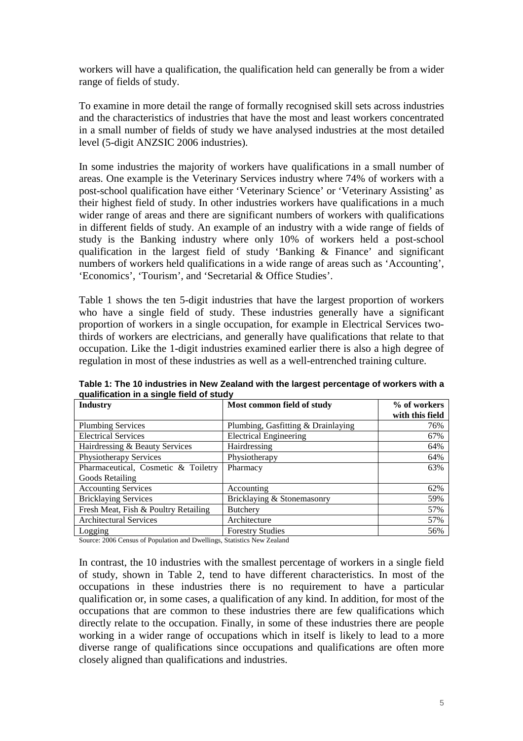workers will have a qualification, the qualification held can generally be from a wider range of fields of study.

To examine in more detail the range of formally recognised skill sets across industries and the characteristics of industries that have the most and least workers concentrated in a small number of fields of study we have analysed industries at the most detailed level (5-digit ANZSIC 2006 industries).

In some industries the majority of workers have qualifications in a small number of areas. One example is the Veterinary Services industry where 74% of workers with a post-school qualification have either 'Veterinary Science' or 'Veterinary Assisting' as their highest field of study. In other industries workers have qualifications in a much wider range of areas and there are significant numbers of workers with qualifications in different fields of study. An example of an industry with a wide range of fields of study is the Banking industry where only 10% of workers held a post-school qualification in the largest field of study 'Banking & Finance' and significant numbers of workers held qualifications in a wide range of areas such as 'Accounting', 'Economics', 'Tourism', and 'Secretarial & Office Studies'.

Table 1 shows the ten 5-digit industries that have the largest proportion of workers who have a single field of study. These industries generally have a significant proportion of workers in a single occupation, for example in Electrical Services two-thirds of workers are electricians, and generally have qualifications that relate to that occupation. Like the 1-digit industries examined earlier there is also a high degree of regulation in most of these industries as well as a well-entrenched training culture.

**Table 1: The 10 industries in New Zealand with the largest percentage of workers with a qualification in a single field of study**

| Industry | Most common field of study | % of workers with this field |
|---|---|---|
| Plumbing Services | Plumbing, Gasfitting & Drainlaying | 76% |
| Electrical Services | Electrical Engineering | 67% |
| Hairdressing & Beauty Services | Hairdressing | 64% |
| Physiotherapy Services | Physiotherapy | 64% |
| Pharmaceutical, Cosmetic & Toiletry Goods Retailing | Pharmacy | 63% |
| Accounting Services | Accounting | 62% |
| Bricklaying Services | Bricklaying & Stonemasonry | 59% |
| Fresh Meat, Fish & Poultry Retailing | Butchery | 57% |
| Architectural Services | Architecture | 57% |
| Logging | Forestry Studies | 56% |

Source: 2006 Census of Population and Dwellings, Statistics New Zealand

In contrast, the 10 industries with the smallest percentage of workers in a single field of study, shown in Table 2, tend to have different characteristics. In most of the occupations in these industries there is no requirement to have a particular qualification or, in some cases, a qualification of any kind. In addition, for most of the occupations that are common to these industries there are few qualifications which directly relate to the occupation. Finally, in some of these industries there are people working in a wider range of occupations which in itself is likely to lead to a more diverse range of qualifications since occupations and qualifications are often more closely aligned than qualifications and industries.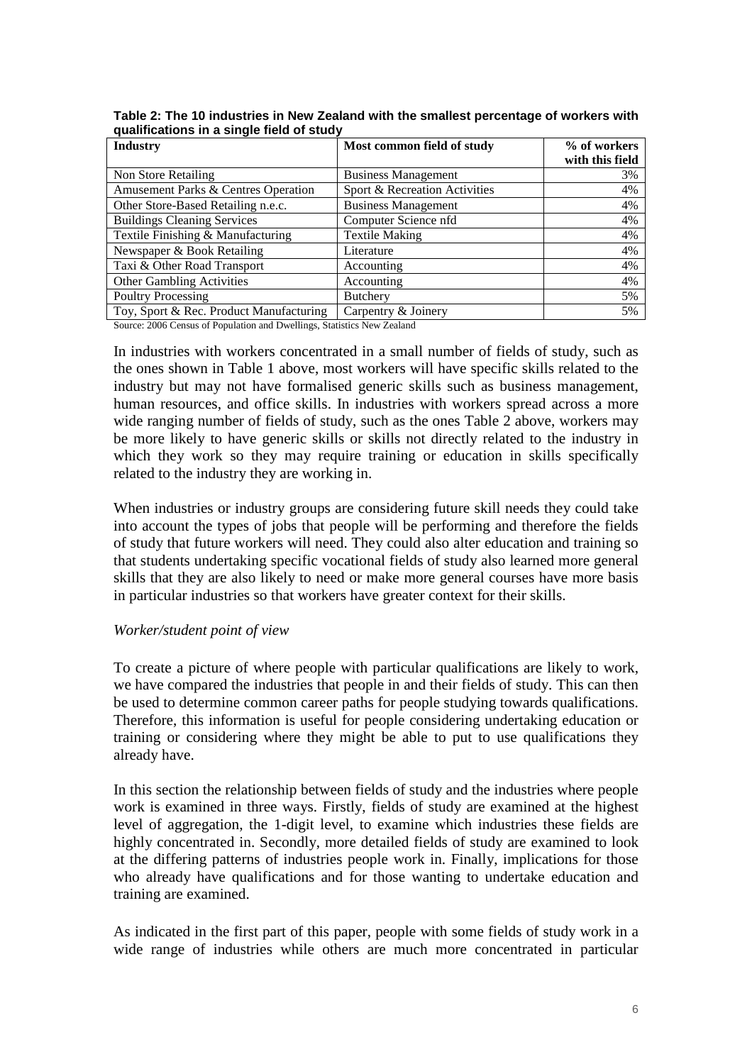**Table 2: The 10 industries in New Zealand with the smallest percentage of workers with qualifications in a single field of study**

| Industry | Most common field of study | % of workers with this field |
|---|---|---|
| Non Store Retailing | Business Management | 3% |
| Amusement Parks & Centres Operation | Sport & Recreation Activities | 4% |
| Other Store-Based Retailing n.e.c. | Business Management | 4% |
| Buildings Cleaning Services | Computer Science nfd | 4% |
| Textile Finishing & Manufacturing | Textile Making | 4% |
| Newspaper & Book Retailing | Literature | 4% |
| Taxi & Other Road Transport | Accounting | 4% |
| Other Gambling Activities | Accounting | 4% |
| Poultry Processing | Butchery | 5% |
| Toy, Sport & Rec. Product Manufacturing | Carpentry & Joinery | 5% |

Source: 2006 Census of Population and Dwellings, Statistics New Zealand

In industries with workers concentrated in a small number of fields of study, such as the ones shown in Table 1 above, most workers will have specific skills related to the industry but may not have formalised generic skills such as business management, human resources, and office skills. In industries with workers spread across a more wide ranging number of fields of study, such as the ones Table 2 above, workers may be more likely to have generic skills or skills not directly related to the industry in which they work so they may require training or education in skills specifically related to the industry they are working in.

When industries or industry groups are considering future skill needs they could take into account the types of jobs that people will be performing and therefore the fields of study that future workers will need. They could also alter education and training so that students undertaking specific vocational fields of study also learned more general skills that they are also likely to need or make more general courses have more basis in particular industries so that workers have greater context for their skills.

*Worker/student point of view*

To create a picture of where people with particular qualifications are likely to work, we have compared the industries that people in and their fields of study. This can then be used to determine common career paths for people studying towards qualifications. Therefore, this information is useful for people considering undertaking education or training or considering where they might be able to put to use qualifications they already have.

In this section the relationship between fields of study and the industries where people work is examined in three ways. Firstly, fields of study are examined at the highest level of aggregation, the 1-digit level, to examine which industries these fields are highly concentrated in. Secondly, more detailed fields of study are examined to look at the differing patterns of industries people work in. Finally, implications for those who already have qualifications and for those wanting to undertake education and training are examined.

As indicated in the first part of this paper, people with some fields of study work in a wide range of industries while others are much more concentrated in particular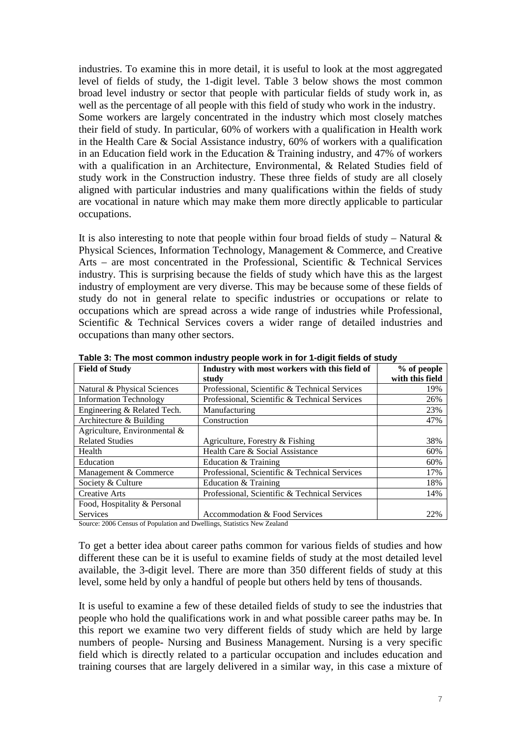industries. To examine this in more detail, it is useful to look at the most aggregated level of fields of study, the 1-digit level. Table 3 below shows the most common broad level industry or sector that people with particular fields of study work in, as well as the percentage of all people with this field of study who work in the industry.
Some workers are largely concentrated in the industry which most closely matches their field of study. In particular, 60% of workers with a qualification in Health work in the Health Care & Social Assistance industry, 60% of workers with a qualification in an Education field work in the Education & Training industry, and 47% of workers with a qualification in an Architecture, Environmental, & Related Studies field of study work in the Construction industry. These three fields of study are all closely aligned with particular industries and many qualifications within the fields of study are vocational in nature which may make them more directly applicable to particular occupations.

It is also interesting to note that people within four broad fields of study – Natural & Physical Sciences, Information Technology, Management & Commerce, and Creative Arts – are most concentrated in the Professional, Scientific & Technical Services industry. This is surprising because the fields of study which have this as the largest industry of employment are very diverse. This may be because some of these fields of study do not in general relate to specific industries or occupations or relate to occupations which are spread across a wide range of industries while Professional, Scientific & Technical Services covers a wider range of detailed industries and occupations than many other sectors.

**Table 3: The most common industry people work in for 1-digit fields of study**

| Field of Study | Industry with most workers with this field of study | % of people with this field |
|---|---|---|
| Natural & Physical Sciences | Professional, Scientific & Technical Services | 19% |
| Information Technology | Professional, Scientific & Technical Services | 26% |
| Engineering & Related Tech. | Manufacturing | 23% |
| Architecture & Building | Construction | 47% |
| Agriculture, Environmental & Related Studies | Agriculture, Forestry & Fishing | 38% |
| Health | Health Care & Social Assistance | 60% |
| Education | Education & Training | 60% |
| Management & Commerce | Professional, Scientific & Technical Services | 17% |
| Society & Culture | Education & Training | 18% |
| Creative Arts | Professional, Scientific & Technical Services | 14% |
| Food, Hospitality & Personal Services | Accommodation & Food Services | 22% |

Source: 2006 Census of Population and Dwellings, Statistics New Zealand

To get a better idea about career paths common for various fields of studies and how different these can be it is useful to examine fields of study at the most detailed level available, the 3-digit level. There are more than 350 different fields of study at this level, some held by only a handful of people but others held by tens of thousands.

It is useful to examine a few of these detailed fields of study to see the industries that people who hold the qualifications work in and what possible career paths may be. In this report we examine two very different fields of study which are held by large numbers of people- Nursing and Business Management. Nursing is a very specific field which is directly related to a particular occupation and includes education and training courses that are largely delivered in a similar way, in this case a mixture of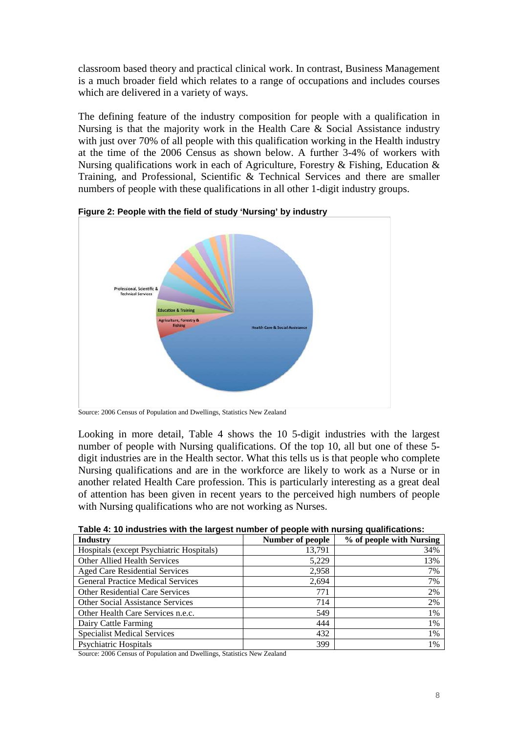classroom based theory and practical clinical work. In contrast, Business Management is a much broader field which relates to a range of occupations and includes courses which are delivered in a variety of ways.

The defining feature of the industry composition for people with a qualification in Nursing is that the majority work in the Health Care & Social Assistance industry with just over 70% of all people with this qualification working in the Health industry at the time of the 2006 Census as shown below. A further 3-4% of workers with Nursing qualifications work in each of Agriculture, Forestry & Fishing, Education & Training, and Professional, Scientific & Technical Services and there are smaller numbers of people with these qualifications in all other 1-digit industry groups.

**Figure 2: People with the field of study 'Nursing' by industry**

Source: 2006 Census of Population and Dwellings, Statistics New Zealand

Looking in more detail, Table 4 shows the 10 5-digit industries with the largest number of people with Nursing qualifications. Of the top 10, all but one of these 5-digit industries are in the Health sector. What this tells us is that people who complete Nursing qualifications and are in the workforce are likely to work as a Nurse or in another related Health Care profession. This is particularly interesting as a great deal of attention has been given in recent years to the perceived high numbers of people with Nursing qualifications who are not working as Nurses.

**Table 4: 10 industries with the largest number of people with nursing qualifications:**

| Industry | Number of people | % of people with Nursing |
|---|---|---|
| Hospitals (except Psychiatric Hospitals) | 13,791 | 34% |
| Other Allied Health Services | 5,229 | 13% |
| Aged Care Residential Services | 2,958 | 7% |
| General Practice Medical Services | 2,694 | 7% |
| Other Residential Care Services | 771 | 2% |
| Other Social Assistance Services | 714 | 2% |
| Other Health Care Services n.e.c. | 549 | 1% |
| Dairy Cattle Farming | 444 | 1% |
| Specialist Medical Services | 432 | 1% |
| Psychiatric Hospitals | 399 | 1% |

Source: 2006 Census of Population and Dwellings, Statistics New Zealand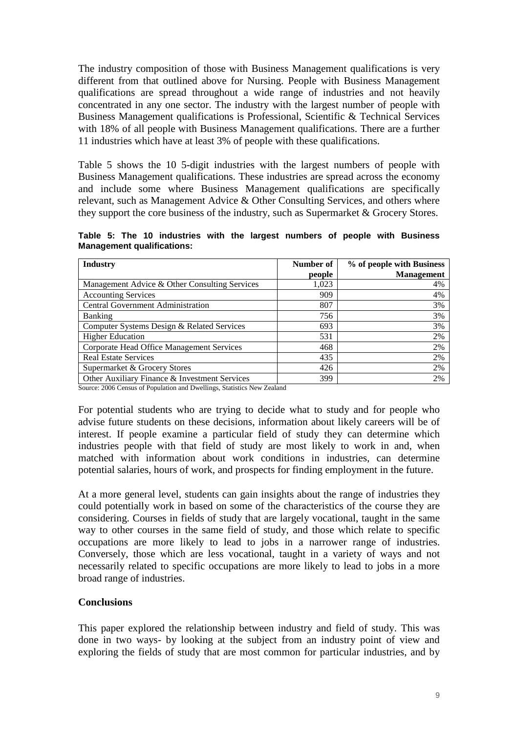The industry composition of those with Business Management qualifications is very different from that outlined above for Nursing. People with Business Management qualifications are spread throughout a wide range of industries and not heavily concentrated in any one sector. The industry with the largest number of people with Business Management qualifications is Professional, Scientific & Technical Services with 18% of all people with Business Management qualifications. There are a further 11 industries which have at least 3% of people with these qualifications.

Table 5 shows the 10 5-digit industries with the largest numbers of people with Business Management qualifications. These industries are spread across the economy and include some where Business Management qualifications are specifically relevant, such as Management Advice & Other Consulting Services, and others where they support the core business of the industry, such as Supermarket & Grocery Stores.

**Table 5: The 10 industries with the largest numbers of people with Business Management qualifications:**

| Industry | Number of people | % of people with Business Management |
|---|---|---|
| Management Advice & Other Consulting Services | 1,023 | 4% |
| Accounting Services | 909 | 4% |
| Central Government Administration | 807 | 3% |
| Banking | 756 | 3% |
| Computer Systems Design & Related Services | 693 | 3% |
| Higher Education | 531 | 2% |
| Corporate Head Office Management Services | 468 | 2% |
| Real Estate Services | 435 | 2% |
| Supermarket & Grocery Stores | 426 | 2% |
| Other Auxiliary Finance & Investment Services | 399 | 2% |

Source: 2006 Census of Population and Dwellings, Statistics New Zealand

For potential students who are trying to decide what to study and for people who advise future students on these decisions, information about likely careers will be of interest. If people examine a particular field of study they can determine which industries people with that field of study are most likely to work in and, when matched with information about work conditions in industries, can determine potential salaries, hours of work, and prospects for finding employment in the future.

At a more general level, students can gain insights about the range of industries they could potentially work in based on some of the characteristics of the course they are considering. Courses in fields of study that are largely vocational, taught in the same way to other courses in the same field of study, and those which relate to specific occupations are more likely to lead to jobs in a narrower range of industries. Conversely, those which are less vocational, taught in a variety of ways and not necessarily related to specific occupations are more likely to lead to jobs in a more broad range of industries.

## Conclusions

This paper explored the relationship between industry and field of study. This was done in two ways- by looking at the subject from an industry point of view and exploring the fields of study that are most common for particular industries, and by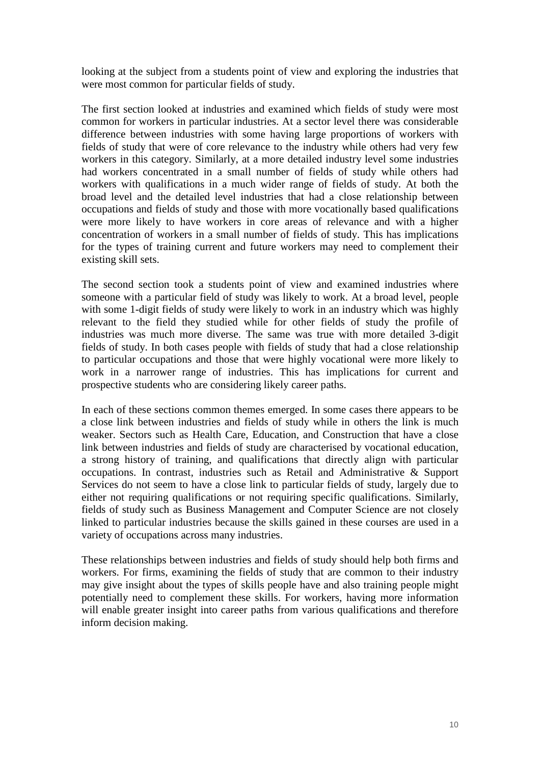looking at the subject from a students point of view and exploring the industries that were most common for particular fields of study.

The first section looked at industries and examined which fields of study were most common for workers in particular industries. At a sector level there was considerable difference between industries with some having large proportions of workers with fields of study that were of core relevance to the industry while others had very few workers in this category. Similarly, at a more detailed industry level some industries had workers concentrated in a small number of fields of study while others had workers with qualifications in a much wider range of fields of study. At both the broad level and the detailed level industries that had a close relationship between occupations and fields of study and those with more vocationally based qualifications were more likely to have workers in core areas of relevance and with a higher concentration of workers in a small number of fields of study. This has implications for the types of training current and future workers may need to complement their existing skill sets.

The second section took a students point of view and examined industries where someone with a particular field of study was likely to work. At a broad level, people with some 1-digit fields of study were likely to work in an industry which was highly relevant to the field they studied while for other fields of study the profile of industries was much more diverse. The same was true with more detailed 3-digit fields of study. In both cases people with fields of study that had a close relationship to particular occupations and those that were highly vocational were more likely to work in a narrower range of industries. This has implications for current and prospective students who are considering likely career paths.

In each of these sections common themes emerged. In some cases there appears to be a close link between industries and fields of study while in others the link is much weaker. Sectors such as Health Care, Education, and Construction that have a close link between industries and fields of study are characterised by vocational education, a strong history of training, and qualifications that directly align with particular occupations. In contrast, industries such as Retail and Administrative & Support Services do not seem to have a close link to particular fields of study, largely due to either not requiring qualifications or not requiring specific qualifications. Similarly, fields of study such as Business Management and Computer Science are not closely linked to particular industries because the skills gained in these courses are used in a variety of occupations across many industries.

These relationships between industries and fields of study should help both firms and workers. For firms, examining the fields of study that are common to their industry may give insight about the types of skills people have and also training people might potentially need to complement these skills. For workers, having more information will enable greater insight into career paths from various qualifications and therefore inform decision making.